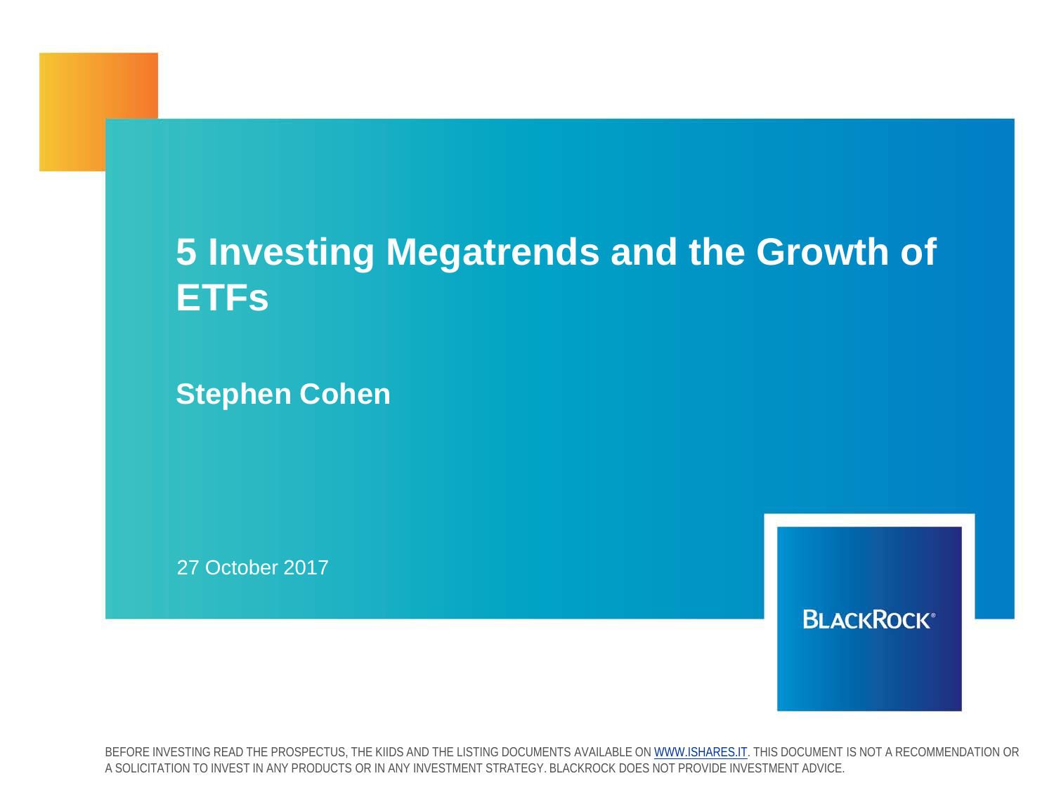# 5 Investing Megatrends and the Growth of ETFs

**Stephen Cohen**

27 October 2017

BLACKROCK®

BEFORE INVESTING READ THE PROSPECTUS, THE KIIDS AND THE LISTING DOCUMENTS AVAILABLE ON WWW.ISHARES.IT. THIS DOCUMENT IS NOT A RECOMMENDATION OR A SOLICITATION TO INVEST IN ANY PRODUCTS OR IN ANY INVESTMENT STRATEGY. BLACKROCK DOES NOT PROVIDE INVESTMENT ADVICE.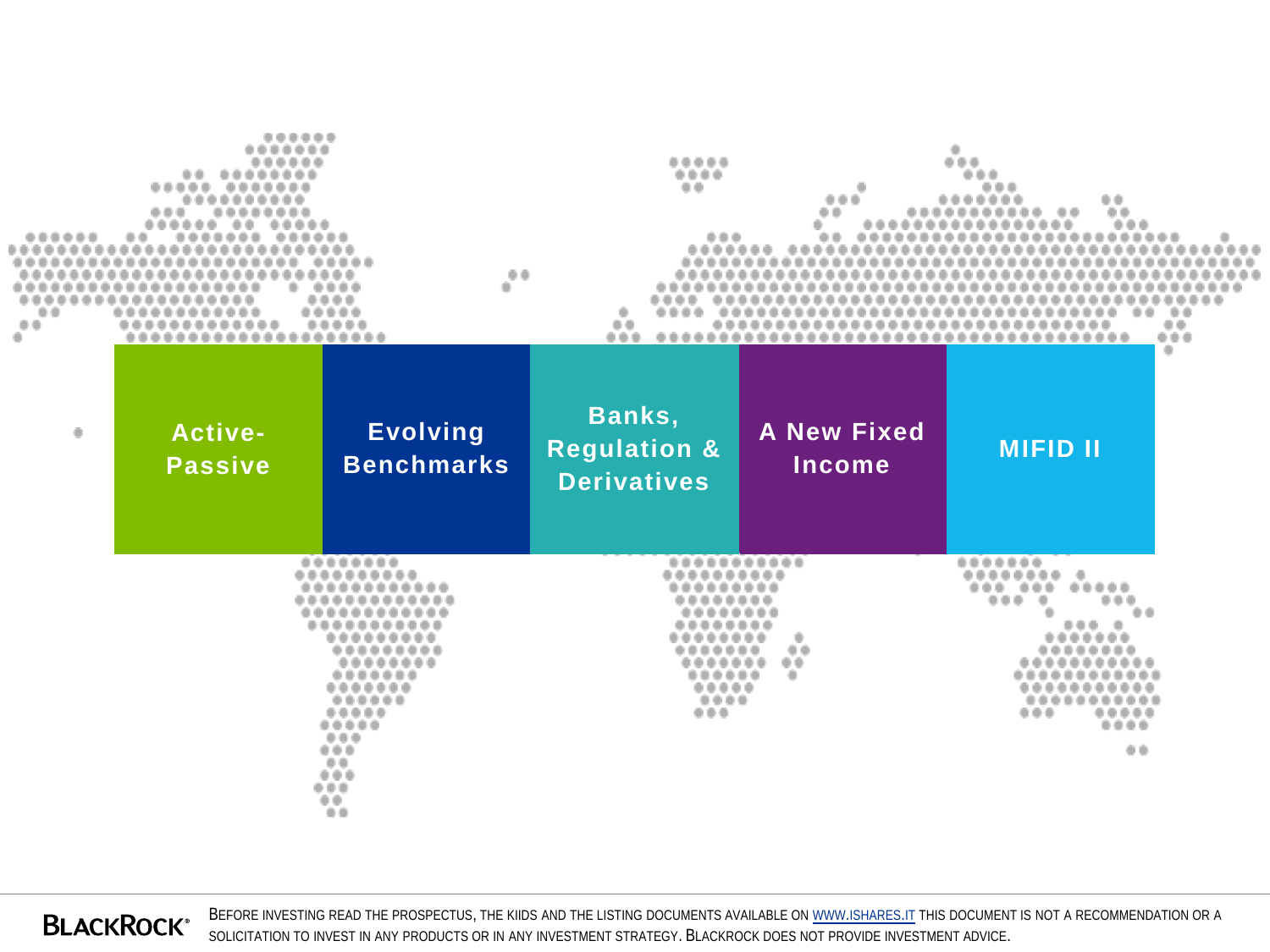Active-Passive

Evolving Benchmarks

Banks, Regulation & Derivatives

A New Fixed Income

MIFID II

BEFORE INVESTING READ THE PROSPECTUS, THE KIIDS AND THE LISTING DOCUMENTS AVAILABLE ON WWW.ISHARES.IT THIS DOCUMENT IS NOT A RECOMMENDATION OR A SOLICITATION TO INVEST IN ANY PRODUCTS OR IN ANY INVESTMENT STRATEGY. BLACKROCK DOES NOT PROVIDE INVESTMENT ADVICE.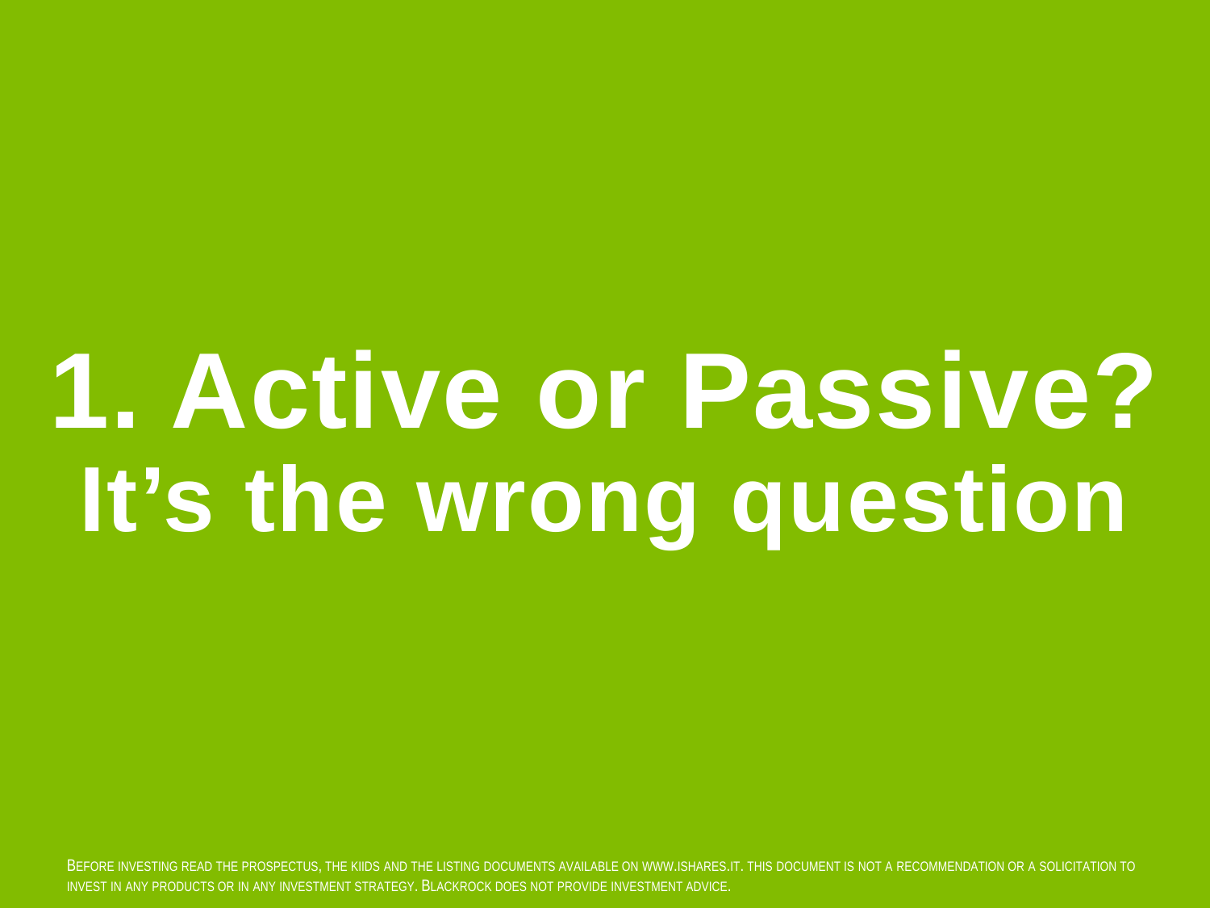# 1. Active or Passive?
# It's the wrong question

BEFORE INVESTING READ THE PROSPECTUS, THE KIIDS AND THE LISTING DOCUMENTS AVAILABLE ON WWW.ISHARES.IT. THIS DOCUMENT IS NOT A RECOMMENDATION OR A SOLICITATION TO INVEST IN ANY PRODUCTS OR IN ANY INVESTMENT STRATEGY. BLACKROCK DOES NOT PROVIDE INVESTMENT ADVICE.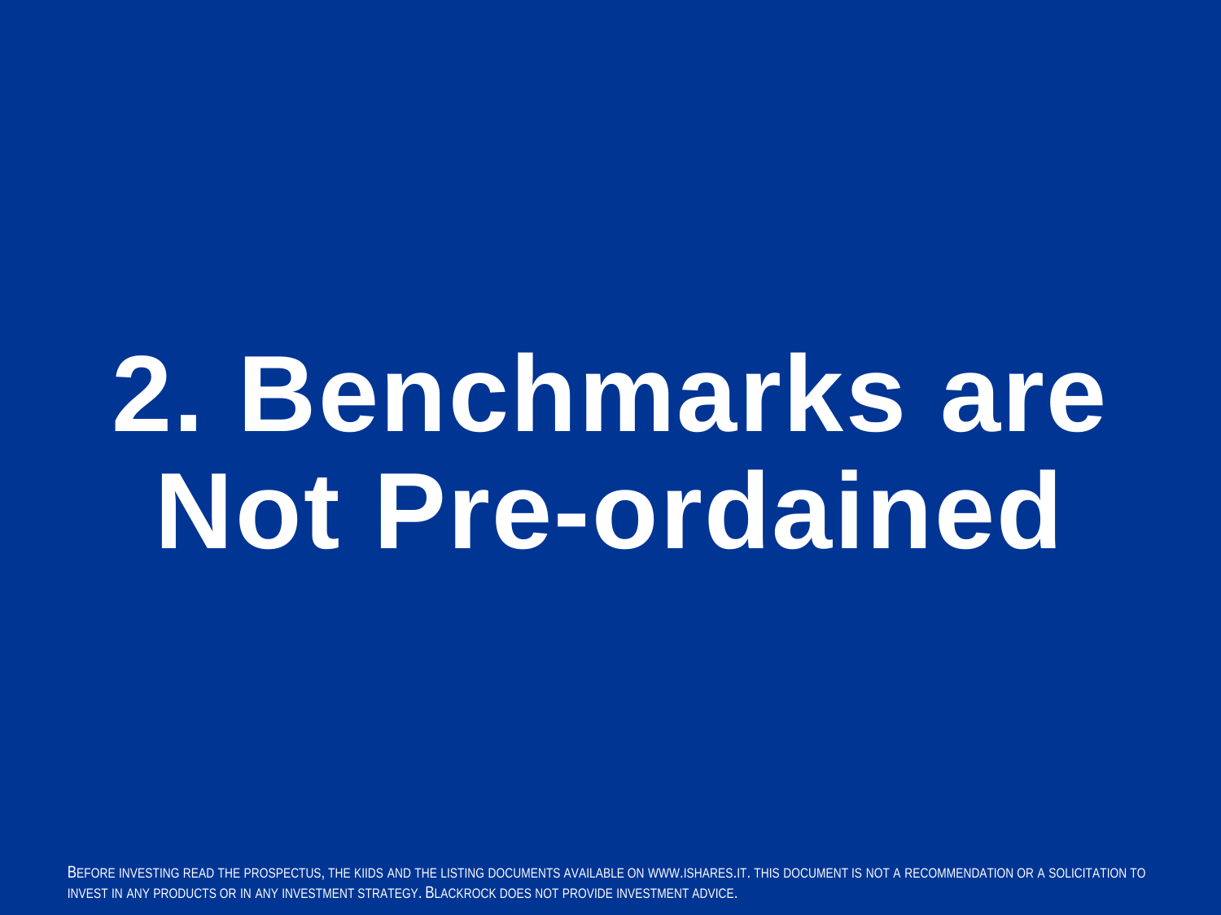# 2. Benchmarks are Not Pre-ordained

BEFORE INVESTING READ THE PROSPECTUS, THE KIIDS AND THE LISTING DOCUMENTS AVAILABLE ON WWW.ISHARES.IT. THIS DOCUMENT IS NOT A RECOMMENDATION OR A SOLICITATION TO INVEST IN ANY PRODUCTS OR IN ANY INVESTMENT STRATEGY. BLACKROCK DOES NOT PROVIDE INVESTMENT ADVICE.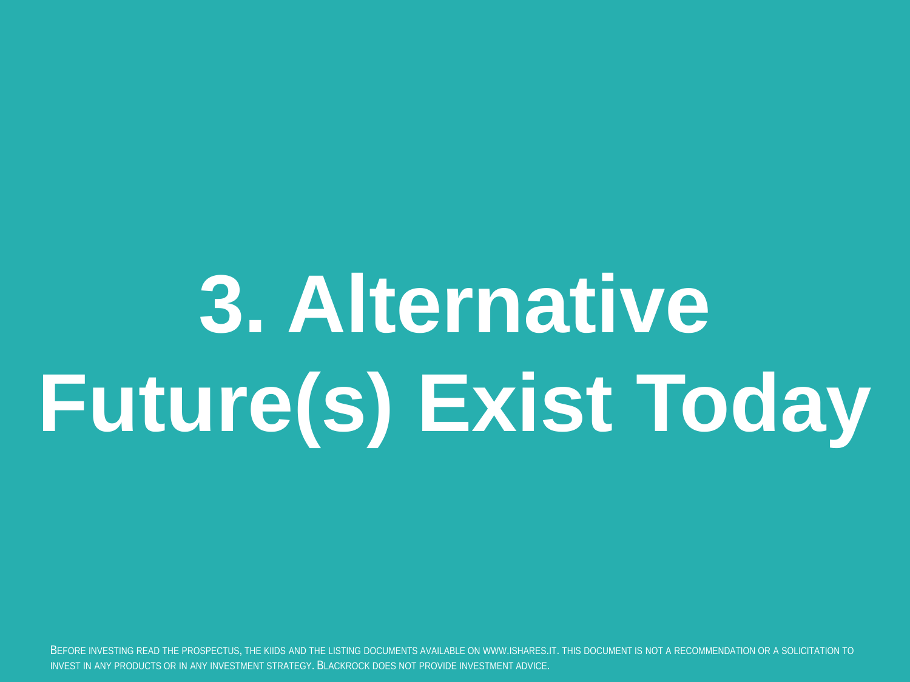# 3. Alternative Future(s) Exist Today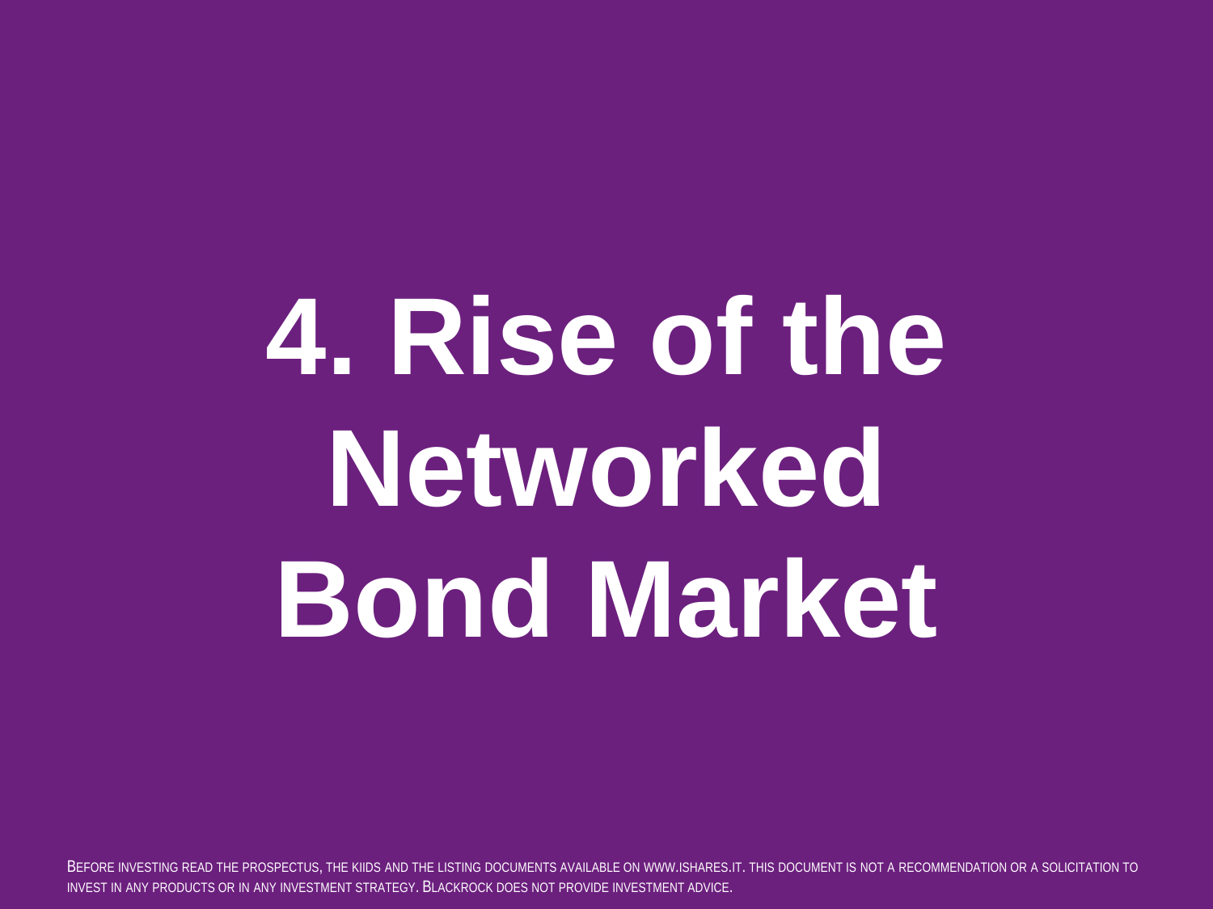# 4. Rise of the Networked Bond Market

BEFORE INVESTING READ THE PROSPECTUS, THE KIIDS AND THE LISTING DOCUMENTS AVAILABLE ON WWW.ISHARES.IT. THIS DOCUMENT IS NOT A RECOMMENDATION OR A SOLICITATION TO INVEST IN ANY PRODUCTS OR IN ANY INVESTMENT STRATEGY. BLACKROCK DOES NOT PROVIDE INVESTMENT ADVICE.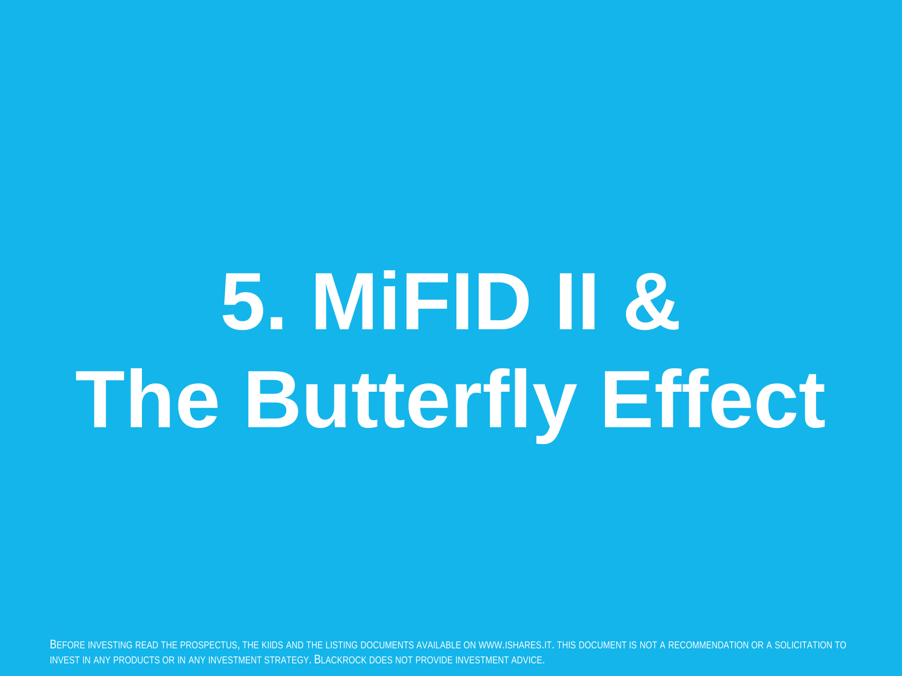# 5. MiFID II & The Butterfly Effect

BEFORE INVESTING READ THE PROSPECTUS, THE KIIDS AND THE LISTING DOCUMENTS AVAILABLE ON WWW.ISHARES.IT. THIS DOCUMENT IS NOT A RECOMMENDATION OR A SOLICITATION TO INVEST IN ANY PRODUCTS OR IN ANY INVESTMENT STRATEGY. BLACKROCK DOES NOT PROVIDE INVESTMENT ADVICE.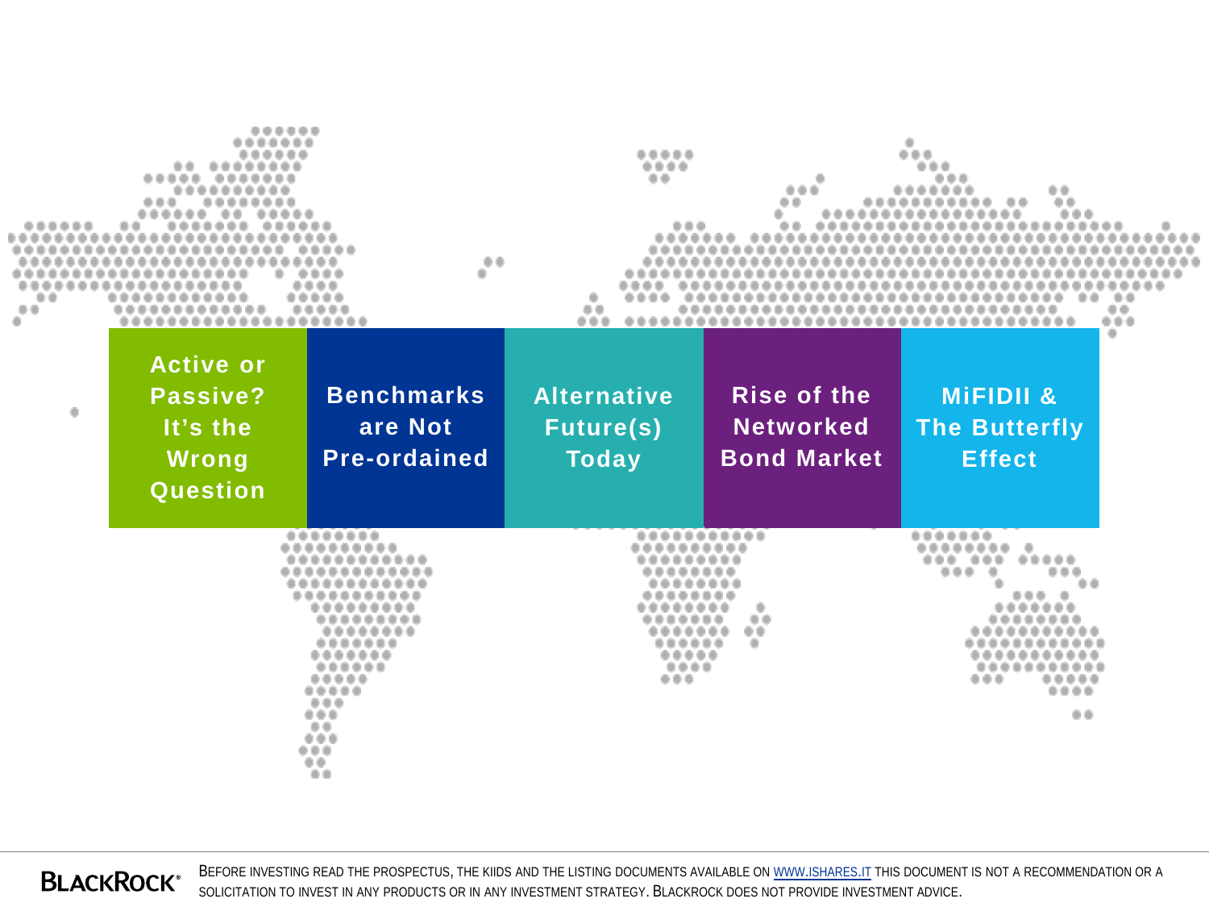- Active or Passive? It's the Wrong Question
- Benchmarks are Not Pre-ordained
- Alternative Future(s) Today
- Rise of the Networked Bond Market
- MiFIDII & The Butterfly Effect

BLACKROCK®

BEFORE INVESTING READ THE PROSPECTUS, THE KIIDS AND THE LISTING DOCUMENTS AVAILABLE ON WWW.ISHARES.IT THIS DOCUMENT IS NOT A RECOMMENDATION OR A SOLICITATION TO INVEST IN ANY PRODUCTS OR IN ANY INVESTMENT STRATEGY. BLACKROCK DOES NOT PROVIDE INVESTMENT ADVICE.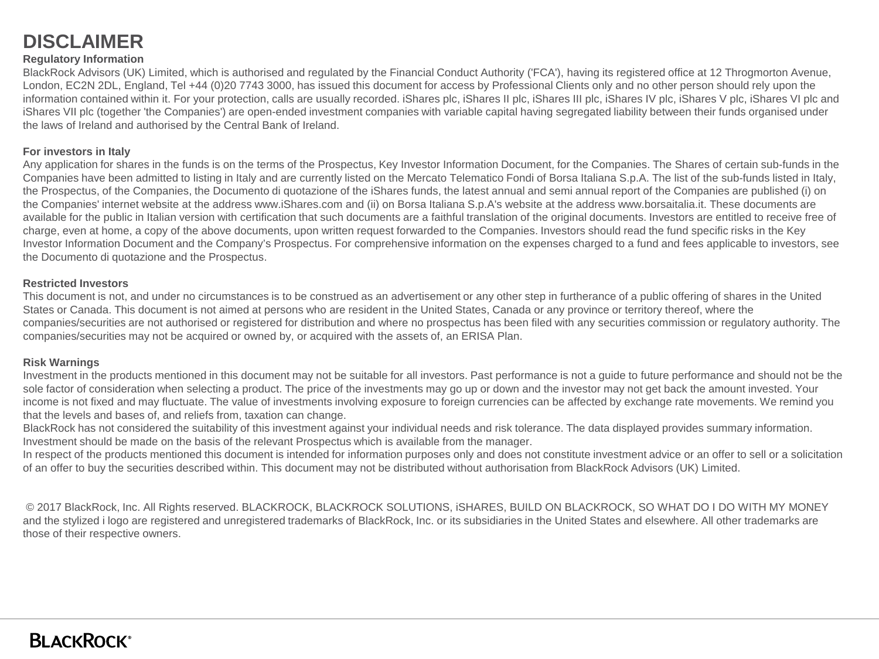# DISCLAIMER

**Regulatory Information**

BlackRock Advisors (UK) Limited, which is authorised and regulated by the Financial Conduct Authority ('FCA'), having its registered office at 12 Throgmorton Avenue, London, EC2N 2DL, England, Tel +44 (0)20 7743 3000, has issued this document for access by Professional Clients only and no other person should rely upon the information contained within it. For your protection, calls are usually recorded. iShares plc, iShares II plc, iShares III plc, iShares IV plc, iShares V plc, iShares VI plc and iShares VII plc (together 'the Companies') are open-ended investment companies with variable capital having segregated liability between their funds organised under the laws of Ireland and authorised by the Central Bank of Ireland.

**For investors in Italy**

Any application for shares in the funds is on the terms of the Prospectus, Key Investor Information Document, for the Companies. The Shares of certain sub-funds in the Companies have been admitted to listing in Italy and are currently listed on the Mercato Telematico Fondi of Borsa Italiana S.p.A. The list of the sub-funds listed in Italy, the Prospectus, of the Companies, the Documento di quotazione of the iShares funds, the latest annual and semi annual report of the Companies are published (i) on the Companies' internet website at the address www.iShares.com and (ii) on Borsa Italiana S.p.A's website at the address www.borsaitalia.it. These documents are available for the public in Italian version with certification that such documents are a faithful translation of the original documents. Investors are entitled to receive free of charge, even at home, a copy of the above documents, upon written request forwarded to the Companies. Investors should read the fund specific risks in the Key Investor Information Document and the Company's Prospectus. For comprehensive information on the expenses charged to a fund and fees applicable to investors, see the Documento di quotazione and the Prospectus.

**Restricted Investors**

This document is not, and under no circumstances is to be construed as an advertisement or any other step in furtherance of a public offering of shares in the United States or Canada. This document is not aimed at persons who are resident in the United States, Canada or any province or territory thereof, where the companies/securities are not authorised or registered for distribution and where no prospectus has been filed with any securities commission or regulatory authority. The companies/securities may not be acquired or owned by, or acquired with the assets of, an ERISA Plan.

**Risk Warnings**

Investment in the products mentioned in this document may not be suitable for all investors. Past performance is not a guide to future performance and should not be the sole factor of consideration when selecting a product. The price of the investments may go up or down and the investor may not get back the amount invested. Your income is not fixed and may fluctuate. The value of investments involving exposure to foreign currencies can be affected by exchange rate movements. We remind you that the levels and bases of, and reliefs from, taxation can change.

BlackRock has not considered the suitability of this investment against your individual needs and risk tolerance. The data displayed provides summary information. Investment should be made on the basis of the relevant Prospectus which is available from the manager.

In respect of the products mentioned this document is intended for information purposes only and does not constitute investment advice or an offer to sell or a solicitation of an offer to buy the securities described within. This document may not be distributed without authorisation from BlackRock Advisors (UK) Limited.

© 2017 BlackRock, Inc. All Rights reserved. BLACKROCK, BLACKROCK SOLUTIONS, iSHARES, BUILD ON BLACKROCK, SO WHAT DO I DO WITH MY MONEY and the stylized i logo are registered and unregistered trademarks of BlackRock, Inc. or its subsidiaries in the United States and elsewhere. All other trademarks are those of their respective owners.

BLACKROCK®